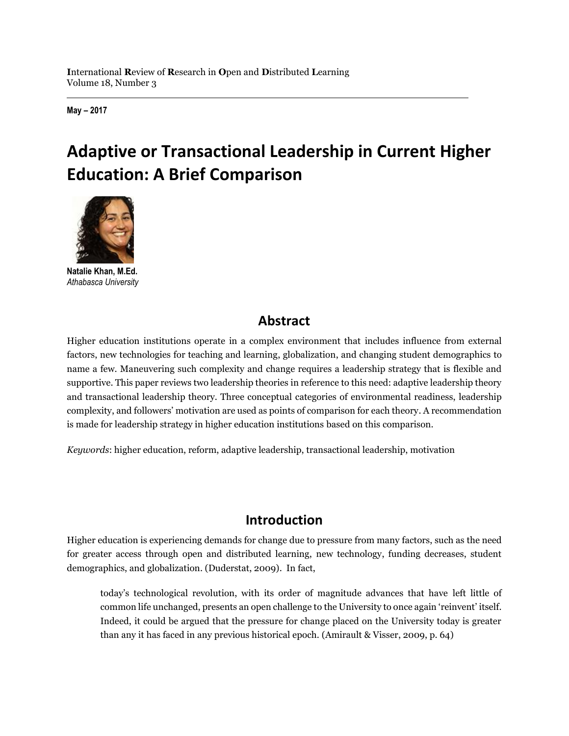**I**nternational **R**eview of **R**esearch in **O**pen and **D**istributed **L**earning
Volume 18, Number 3

**May – 2017**

# Adaptive or Transactional Leadership in Current Higher Education: A Brief Comparison

**Natalie Khan, M.Ed.**
*Athabasca University*

## Abstract

Higher education institutions operate in a complex environment that includes influence from external factors, new technologies for teaching and learning, globalization, and changing student demographics to name a few. Maneuvering such complexity and change requires a leadership strategy that is flexible and supportive. This paper reviews two leadership theories in reference to this need: adaptive leadership theory and transactional leadership theory. Three conceptual categories of environmental readiness, leadership complexity, and followers' motivation are used as points of comparison for each theory. A recommendation is made for leadership strategy in higher education institutions based on this comparison.

*Keywords*: higher education, reform, adaptive leadership, transactional leadership, motivation

## Introduction

Higher education is experiencing demands for change due to pressure from many factors, such as the need for greater access through open and distributed learning, new technology, funding decreases, student demographics, and globalization. (Duderstat, 2009). In fact,

> today's technological revolution, with its order of magnitude advances that have left little of common life unchanged, presents an open challenge to the University to once again 'reinvent' itself. Indeed, it could be argued that the pressure for change placed on the University today is greater than any it has faced in any previous historical epoch. (Amirault & Visser, 2009, p. 64)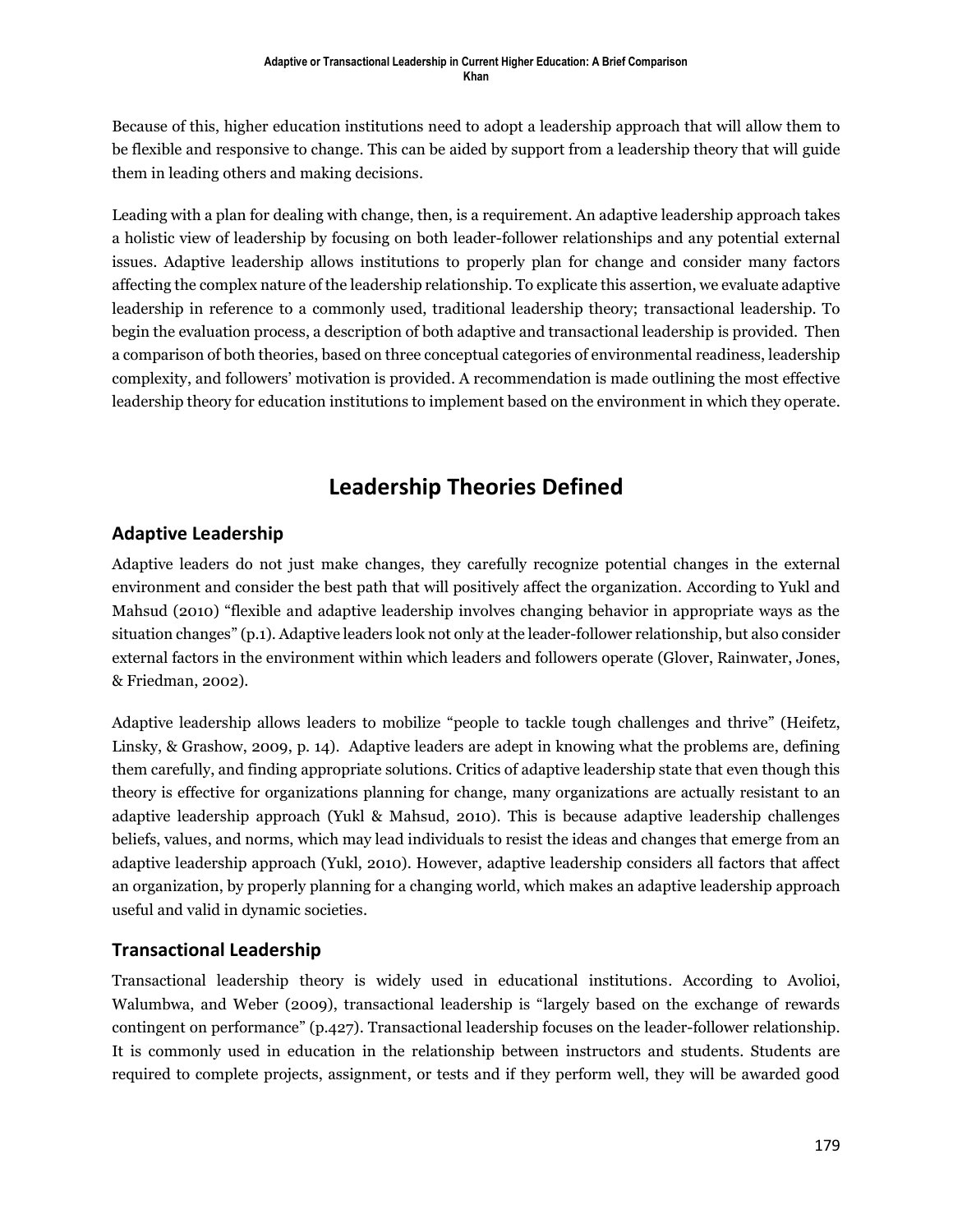Because of this, higher education institutions need to adopt a leadership approach that will allow them to be flexible and responsive to change. This can be aided by support from a leadership theory that will guide them in leading others and making decisions.

Leading with a plan for dealing with change, then, is a requirement. An adaptive leadership approach takes a holistic view of leadership by focusing on both leader-follower relationships and any potential external issues. Adaptive leadership allows institutions to properly plan for change and consider many factors affecting the complex nature of the leadership relationship. To explicate this assertion, we evaluate adaptive leadership in reference to a commonly used, traditional leadership theory; transactional leadership. To begin the evaluation process, a description of both adaptive and transactional leadership is provided. Then a comparison of both theories, based on three conceptual categories of environmental readiness, leadership complexity, and followers' motivation is provided. A recommendation is made outlining the most effective leadership theory for education institutions to implement based on the environment in which they operate.

# Leadership Theories Defined

## Adaptive Leadership

Adaptive leaders do not just make changes, they carefully recognize potential changes in the external environment and consider the best path that will positively affect the organization. According to Yukl and Mahsud (2010) "flexible and adaptive leadership involves changing behavior in appropriate ways as the situation changes" (p.1). Adaptive leaders look not only at the leader-follower relationship, but also consider external factors in the environment within which leaders and followers operate (Glover, Rainwater, Jones, & Friedman, 2002).

Adaptive leadership allows leaders to mobilize "people to tackle tough challenges and thrive" (Heifetz, Linsky, & Grashow, 2009, p. 14). Adaptive leaders are adept in knowing what the problems are, defining them carefully, and finding appropriate solutions. Critics of adaptive leadership state that even though this theory is effective for organizations planning for change, many organizations are actually resistant to an adaptive leadership approach (Yukl & Mahsud, 2010). This is because adaptive leadership challenges beliefs, values, and norms, which may lead individuals to resist the ideas and changes that emerge from an adaptive leadership approach (Yukl, 2010). However, adaptive leadership considers all factors that affect an organization, by properly planning for a changing world, which makes an adaptive leadership approach useful and valid in dynamic societies.

## Transactional Leadership

Transactional leadership theory is widely used in educational institutions. According to Avolioi, Walumbwa, and Weber (2009), transactional leadership is "largely based on the exchange of rewards contingent on performance" (p.427). Transactional leadership focuses on the leader-follower relationship. It is commonly used in education in the relationship between instructors and students. Students are required to complete projects, assignment, or tests and if they perform well, they will be awarded good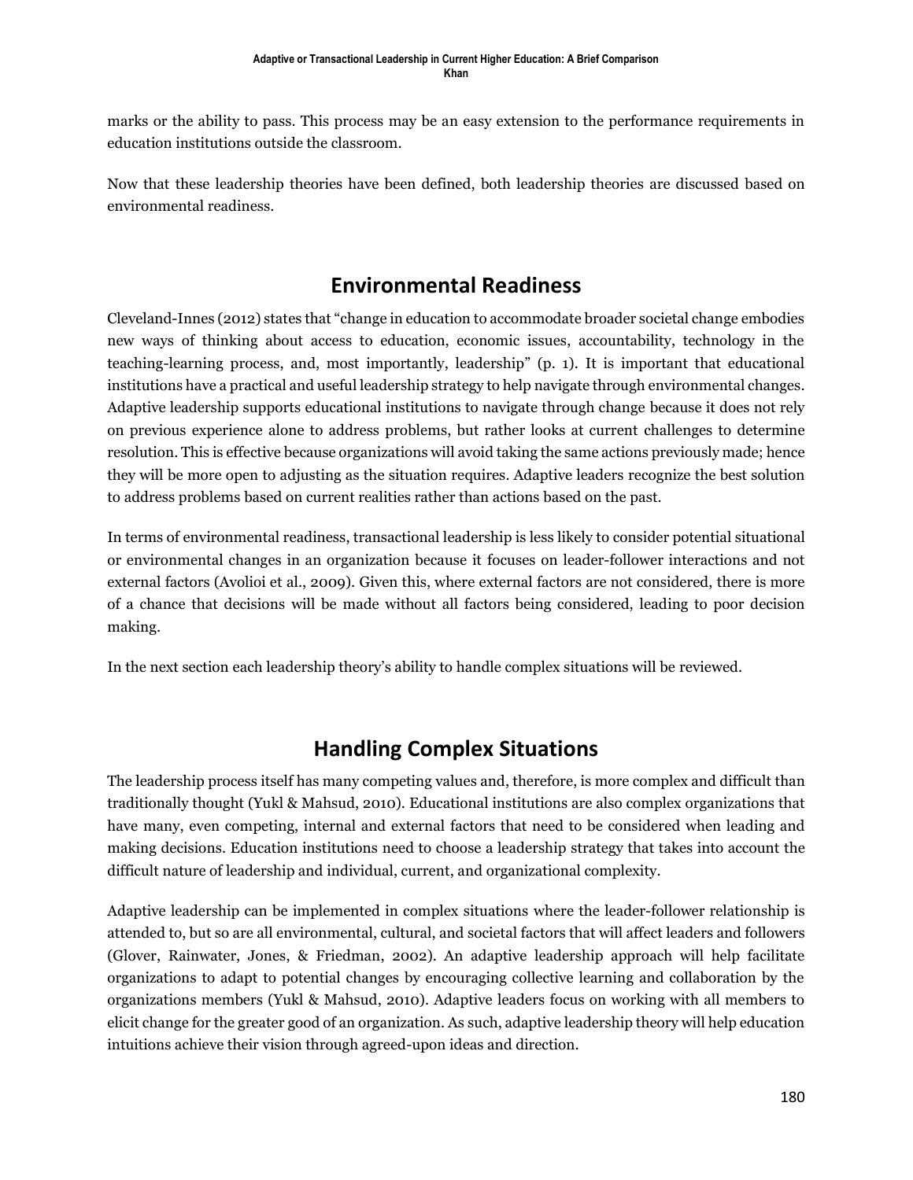marks or the ability to pass. This process may be an easy extension to the performance requirements in education institutions outside the classroom.

Now that these leadership theories have been defined, both leadership theories are discussed based on environmental readiness.

## Environmental Readiness

Cleveland-Innes (2012) states that "change in education to accommodate broader societal change embodies new ways of thinking about access to education, economic issues, accountability, technology in the teaching-learning process, and, most importantly, leadership" (p. 1). It is important that educational institutions have a practical and useful leadership strategy to help navigate through environmental changes. Adaptive leadership supports educational institutions to navigate through change because it does not rely on previous experience alone to address problems, but rather looks at current challenges to determine resolution. This is effective because organizations will avoid taking the same actions previously made; hence they will be more open to adjusting as the situation requires. Adaptive leaders recognize the best solution to address problems based on current realities rather than actions based on the past.

In terms of environmental readiness, transactional leadership is less likely to consider potential situational or environmental changes in an organization because it focuses on leader-follower interactions and not external factors (Avolioi et al., 2009). Given this, where external factors are not considered, there is more of a chance that decisions will be made without all factors being considered, leading to poor decision making.

In the next section each leadership theory's ability to handle complex situations will be reviewed.

## Handling Complex Situations

The leadership process itself has many competing values and, therefore, is more complex and difficult than traditionally thought (Yukl & Mahsud, 2010). Educational institutions are also complex organizations that have many, even competing, internal and external factors that need to be considered when leading and making decisions. Education institutions need to choose a leadership strategy that takes into account the difficult nature of leadership and individual, current, and organizational complexity.

Adaptive leadership can be implemented in complex situations where the leader-follower relationship is attended to, but so are all environmental, cultural, and societal factors that will affect leaders and followers (Glover, Rainwater, Jones, & Friedman, 2002). An adaptive leadership approach will help facilitate organizations to adapt to potential changes by encouraging collective learning and collaboration by the organizations members (Yukl & Mahsud, 2010). Adaptive leaders focus on working with all members to elicit change for the greater good of an organization. As such, adaptive leadership theory will help education intuitions achieve their vision through agreed-upon ideas and direction.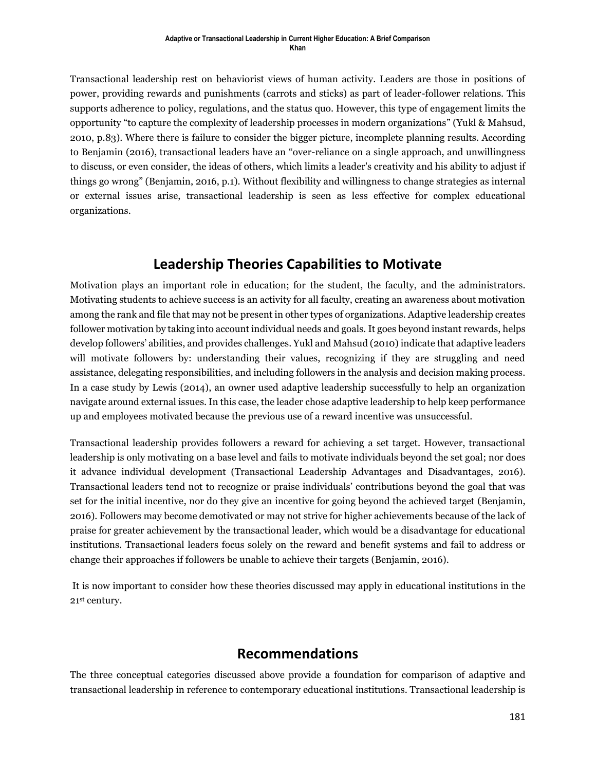Transactional leadership rest on behaviorist views of human activity. Leaders are those in positions of power, providing rewards and punishments (carrots and sticks) as part of leader-follower relations. This supports adherence to policy, regulations, and the status quo. However, this type of engagement limits the opportunity "to capture the complexity of leadership processes in modern organizations" (Yukl & Mahsud, 2010, p.83). Where there is failure to consider the bigger picture, incomplete planning results. According to Benjamin (2016), transactional leaders have an "over-reliance on a single approach, and unwillingness to discuss, or even consider, the ideas of others, which limits a leader's creativity and his ability to adjust if things go wrong" (Benjamin, 2016, p.1). Without flexibility and willingness to change strategies as internal or external issues arise, transactional leadership is seen as less effective for complex educational organizations.

## Leadership Theories Capabilities to Motivate

Motivation plays an important role in education; for the student, the faculty, and the administrators. Motivating students to achieve success is an activity for all faculty, creating an awareness about motivation among the rank and file that may not be present in other types of organizations. Adaptive leadership creates follower motivation by taking into account individual needs and goals. It goes beyond instant rewards, helps develop followers' abilities, and provides challenges. Yukl and Mahsud (2010) indicate that adaptive leaders will motivate followers by: understanding their values, recognizing if they are struggling and need assistance, delegating responsibilities, and including followers in the analysis and decision making process. In a case study by Lewis (2014), an owner used adaptive leadership successfully to help an organization navigate around external issues. In this case, the leader chose adaptive leadership to help keep performance up and employees motivated because the previous use of a reward incentive was unsuccessful.

Transactional leadership provides followers a reward for achieving a set target. However, transactional leadership is only motivating on a base level and fails to motivate individuals beyond the set goal; nor does it advance individual development (Transactional Leadership Advantages and Disadvantages, 2016). Transactional leaders tend not to recognize or praise individuals' contributions beyond the goal that was set for the initial incentive, nor do they give an incentive for going beyond the achieved target (Benjamin, 2016). Followers may become demotivated or may not strive for higher achievements because of the lack of praise for greater achievement by the transactional leader, which would be a disadvantage for educational institutions. Transactional leaders focus solely on the reward and benefit systems and fail to address or change their approaches if followers be unable to achieve their targets (Benjamin, 2016).

It is now important to consider how these theories discussed may apply in educational institutions in the 21st century.

## Recommendations

The three conceptual categories discussed above provide a foundation for comparison of adaptive and transactional leadership in reference to contemporary educational institutions. Transactional leadership is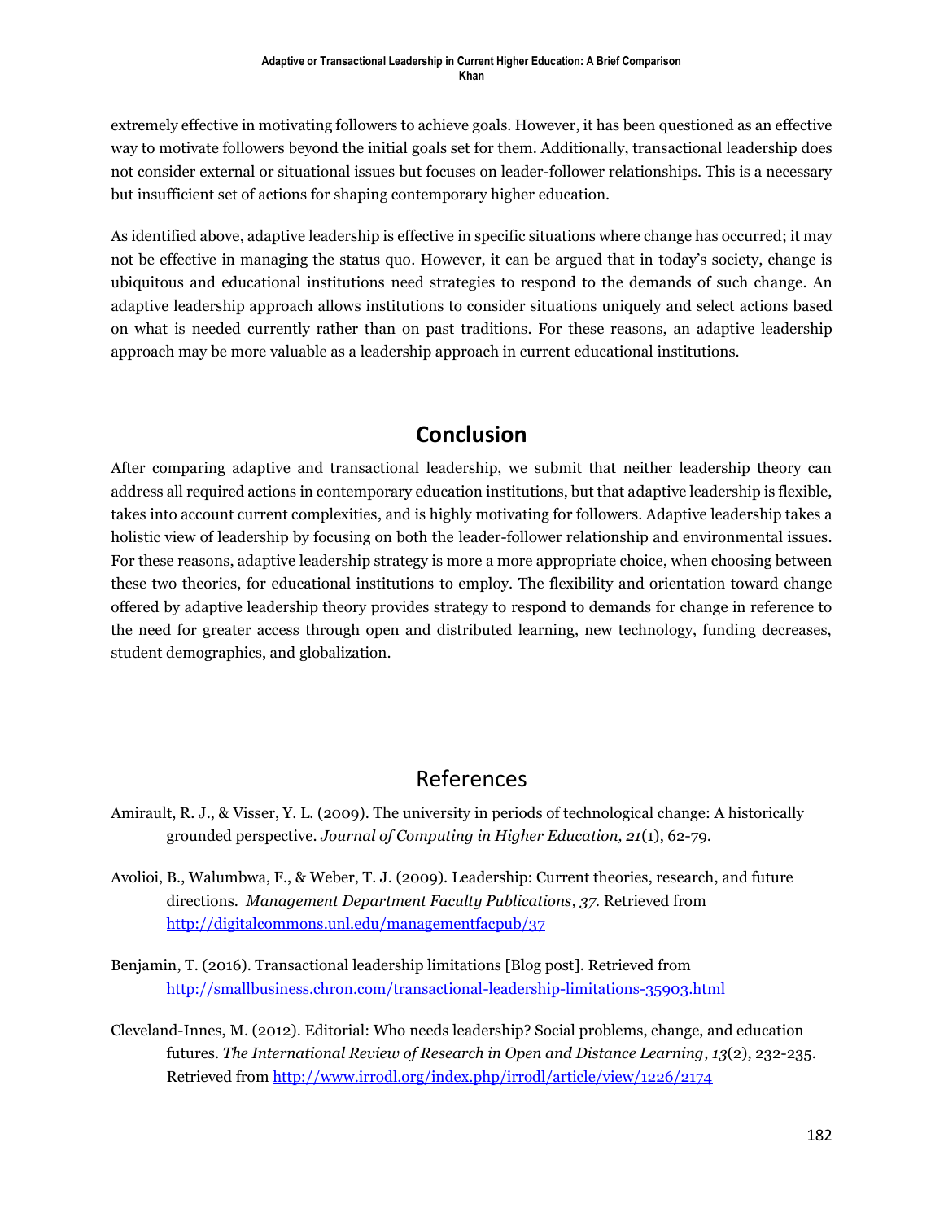extremely effective in motivating followers to achieve goals. However, it has been questioned as an effective way to motivate followers beyond the initial goals set for them. Additionally, transactional leadership does not consider external or situational issues but focuses on leader-follower relationships. This is a necessary but insufficient set of actions for shaping contemporary higher education.

As identified above, adaptive leadership is effective in specific situations where change has occurred; it may not be effective in managing the status quo. However, it can be argued that in today's society, change is ubiquitous and educational institutions need strategies to respond to the demands of such change. An adaptive leadership approach allows institutions to consider situations uniquely and select actions based on what is needed currently rather than on past traditions. For these reasons, an adaptive leadership approach may be more valuable as a leadership approach in current educational institutions.

## Conclusion

After comparing adaptive and transactional leadership, we submit that neither leadership theory can address all required actions in contemporary education institutions, but that adaptive leadership is flexible, takes into account current complexities, and is highly motivating for followers. Adaptive leadership takes a holistic view of leadership by focusing on both the leader-follower relationship and environmental issues. For these reasons, adaptive leadership strategy is more a more appropriate choice, when choosing between these two theories, for educational institutions to employ. The flexibility and orientation toward change offered by adaptive leadership theory provides strategy to respond to demands for change in reference to the need for greater access through open and distributed learning, new technology, funding decreases, student demographics, and globalization.

## References

Amirault, R. J., & Visser, Y. L. (2009). The university in periods of technological change: A historically grounded perspective. *Journal of Computing in Higher Education, 21*(1), 62-79.

Avolioi, B., Walumbwa, F., & Weber, T. J. (2009). Leadership: Current theories, research, and future directions. *Management Department Faculty Publications, 37*. Retrieved from http://digitalcommons.unl.edu/managementfacpub/37

Benjamin, T. (2016). Transactional leadership limitations [Blog post]. Retrieved from http://smallbusiness.chron.com/transactional-leadership-limitations-35903.html

Cleveland-Innes, M. (2012). Editorial: Who needs leadership? Social problems, change, and education futures. *The International Review of Research in Open and Distance Learning*, *13*(2), 232-235. Retrieved from http://www.irrodl.org/index.php/irrodl/article/view/1226/2174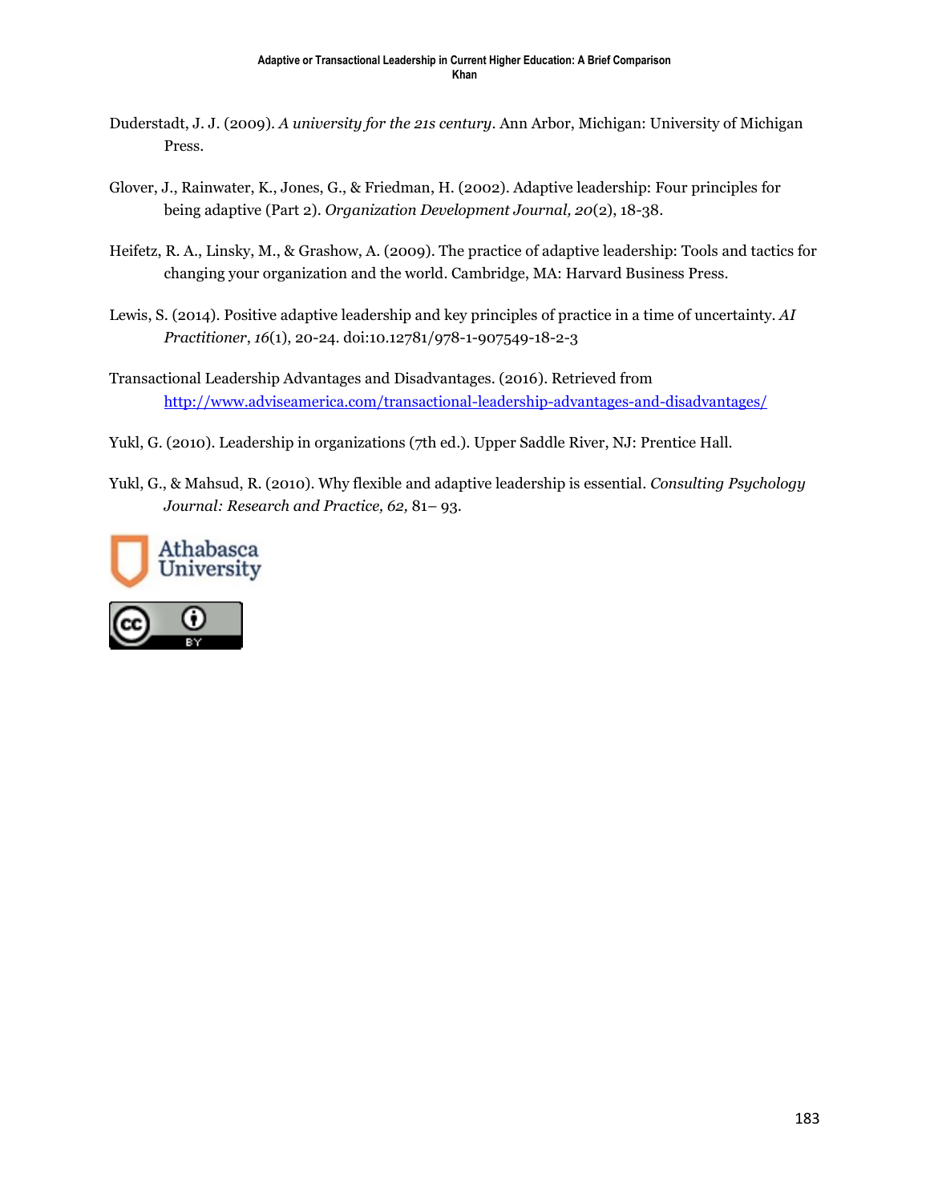Duderstadt, J. J. (2009). *A university for the 21s century*. Ann Arbor, Michigan: University of Michigan Press.

Glover, J., Rainwater, K., Jones, G., & Friedman, H. (2002). Adaptive leadership: Four principles for being adaptive (Part 2). *Organization Development Journal, 20*(2), 18-38.

Heifetz, R. A., Linsky, M., & Grashow, A. (2009). The practice of adaptive leadership: Tools and tactics for changing your organization and the world. Cambridge, MA: Harvard Business Press.

Lewis, S. (2014). Positive adaptive leadership and key principles of practice in a time of uncertainty. *AI Practitioner*, *16*(1), 20-24. doi:10.12781/978-1-907549-18-2-3

Transactional Leadership Advantages and Disadvantages. (2016). Retrieved from http://www.adviseamerica.com/transactional-leadership-advantages-and-disadvantages/

Yukl, G. (2010). Leadership in organizations (7th ed.). Upper Saddle River, NJ: Prentice Hall.

Yukl, G., & Mahsud, R. (2010). Why flexible and adaptive leadership is essential. *Consulting Psychology Journal: Research and Practice, 62,* 81– 93.

Athabasca University